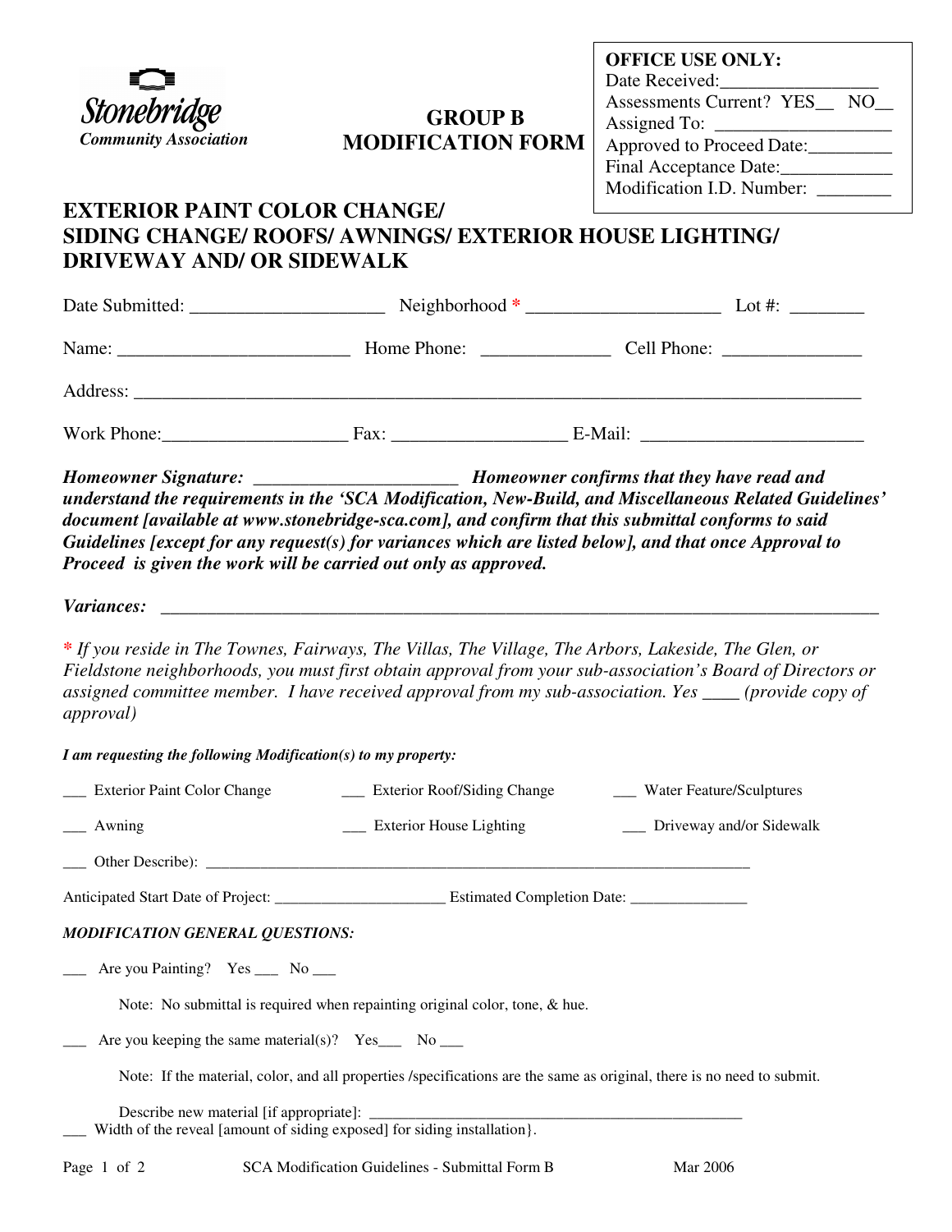**Stonebridge**
*Community Association*

**GROUP B**
**MODIFICATION FORM**

**OFFICE USE ONLY:**
Date Received:________________
Assessments Current? YES__ NO__
Assigned To: __________________
Approved to Proceed Date:_________
Final Acceptance Date:____________
Modification I.D. Number: ________

## EXTERIOR PAINT COLOR CHANGE/ SIDING CHANGE/ ROOFS/ AWNINGS/ EXTERIOR HOUSE LIGHTING/ DRIVEWAY AND/ OR SIDEWALK

Date Submitted: ____________________ Neighborhood * ____________________ Lot #: ________

Name: ________________________ Home Phone: _____________ Cell Phone: ______________

Address: ___________________________________________________________________________

Work Phone:___________________ Fax: _________________ E-Mail: _______________________

***Homeowner Signature:*** ____________________ ***Homeowner confirms that they have read and understand the requirements in the 'SCA Modification, New-Build, and Miscellaneous Related Guidelines' document [available at www.stonebridge-sca.com], and confirm that this submittal conforms to said Guidelines [except for any request(s) for variances which are listed below], and that once Approval to Proceed is given the work will be carried out only as approved.***

***Variances:*** ___________________________________________________________________________

*\* If you reside in The Townes, Fairways, The Villas, The Village, The Arbors, Lakeside, The Glen, or Fieldstone neighborhoods, you must first obtain approval from your sub-association's Board of Directors or assigned committee member. I have received approval from my sub-association. Yes ____ (provide copy of approval)*

***I am requesting the following Modification(s) to my property:***

___ Exterior Paint Color Change ___ Exterior Roof/Siding Change ___ Water Feature/Sculptures

___ Awning ___ Exterior House Lighting ___ Driveway and/or Sidewalk

___ Other Describe): ____________________________________________________________________

Anticipated Start Date of Project: _____________________ Estimated Completion Date: ______________

***MODIFICATION GENERAL QUESTIONS:***

___ Are you Painting? Yes ___ No ___

Note: No submittal is required when repainting original color, tone, & hue.

___ Are you keeping the same material(s)? Yes___ No ___

Note: If the material, color, and all properties /specifications are the same as original, there is no need to submit.

Describe new material [if appropriate]: _______________________________________________

___ Width of the reveal [amount of siding exposed] for siding installation}.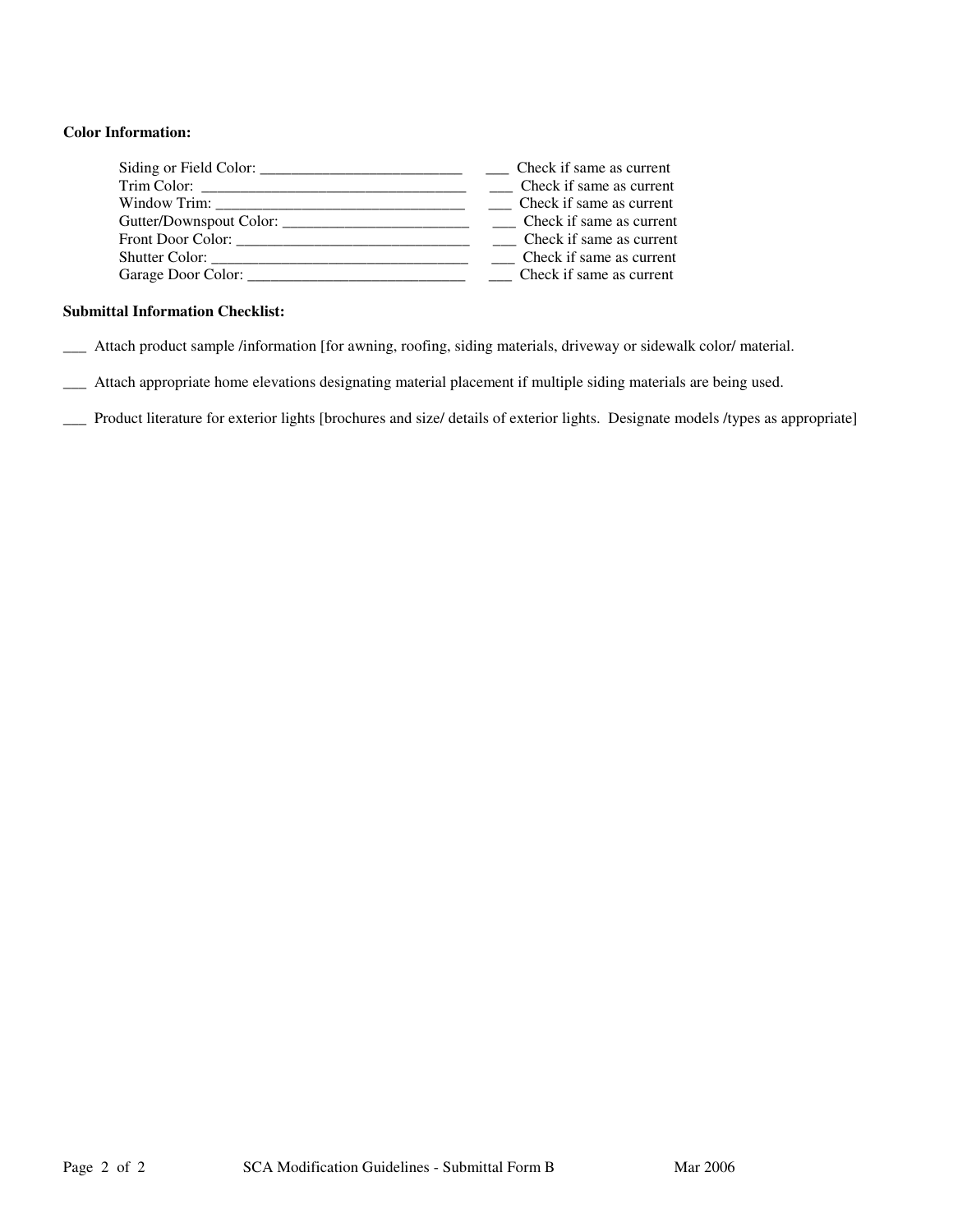**Color Information:**

Siding or Field Color: ___________________________ ___ Check if same as current
Trim Color: ___________________________________ ___ Check if same as current
Window Trim: __________________________________ ___ Check if same as current
Gutter/Downspout Color: _________________________ ___ Check if same as current
Front Door Color: ______________________________ ___ Check if same as current
Shutter Color: _________________________________ ___ Check if same as current
Garage Door Color: _____________________________ ___ Check if same as current

**Submittal Information Checklist:**

___ Attach product sample /information [for awning, roofing, siding materials, driveway or sidewalk color/ material.

___ Attach appropriate home elevations designating material placement if multiple siding materials are being used.

___ Product literature for exterior lights [brochures and size/ details of exterior lights. Designate models /types as appropriate]